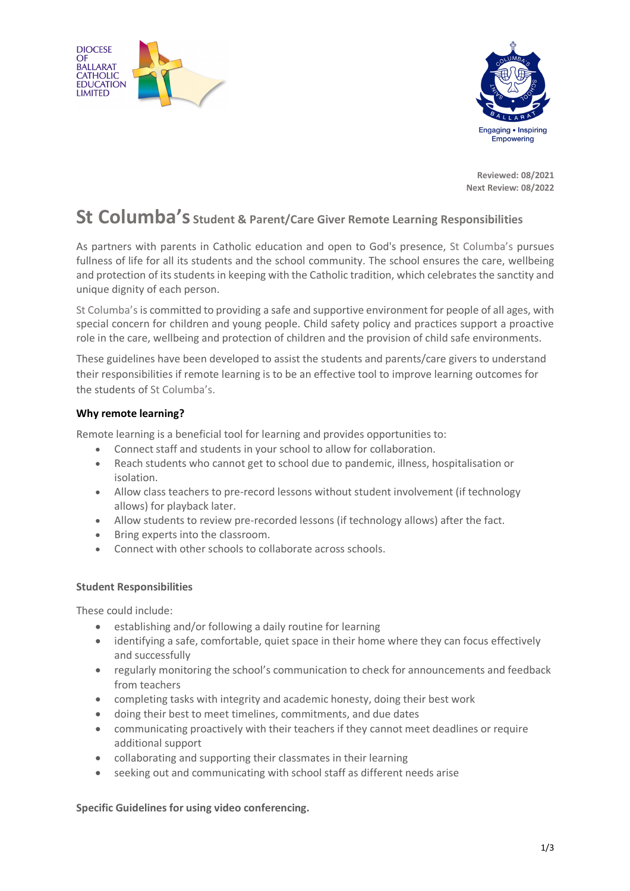DIOCESE OF BALLARAT CATHOLIC EDUCATION LIMITED

Engaging • Inspiring Empowering

**Reviewed: 08/2021**
**Next Review: 08/2022**

# St Columba's Student & Parent/Care Giver Remote Learning Responsibilities

As partners with parents in Catholic education and open to God's presence, St Columba's pursues fullness of life for all its students and the school community. The school ensures the care, wellbeing and protection of its students in keeping with the Catholic tradition, which celebrates the sanctity and unique dignity of each person.

St Columba's is committed to providing a safe and supportive environment for people of all ages, with special concern for children and young people. Child safety policy and practices support a proactive role in the care, wellbeing and protection of children and the provision of child safe environments.

These guidelines have been developed to assist the students and parents/care givers to understand their responsibilities if remote learning is to be an effective tool to improve learning outcomes for the students of St Columba's.

### Why remote learning?

Remote learning is a beneficial tool for learning and provides opportunities to:

- Connect staff and students in your school to allow for collaboration.
- Reach students who cannot get to school due to pandemic, illness, hospitalisation or isolation.
- Allow class teachers to pre-record lessons without student involvement (if technology allows) for playback later.
- Allow students to review pre-recorded lessons (if technology allows) after the fact.
- Bring experts into the classroom.
- Connect with other schools to collaborate across schools.

### Student Responsibilities

These could include:

- establishing and/or following a daily routine for learning
- identifying a safe, comfortable, quiet space in their home where they can focus effectively and successfully
- regularly monitoring the school's communication to check for announcements and feedback from teachers
- completing tasks with integrity and academic honesty, doing their best work
- doing their best to meet timelines, commitments, and due dates
- communicating proactively with their teachers if they cannot meet deadlines or require additional support
- collaborating and supporting their classmates in their learning
- seeking out and communicating with school staff as different needs arise

**Specific Guidelines for using video conferencing.**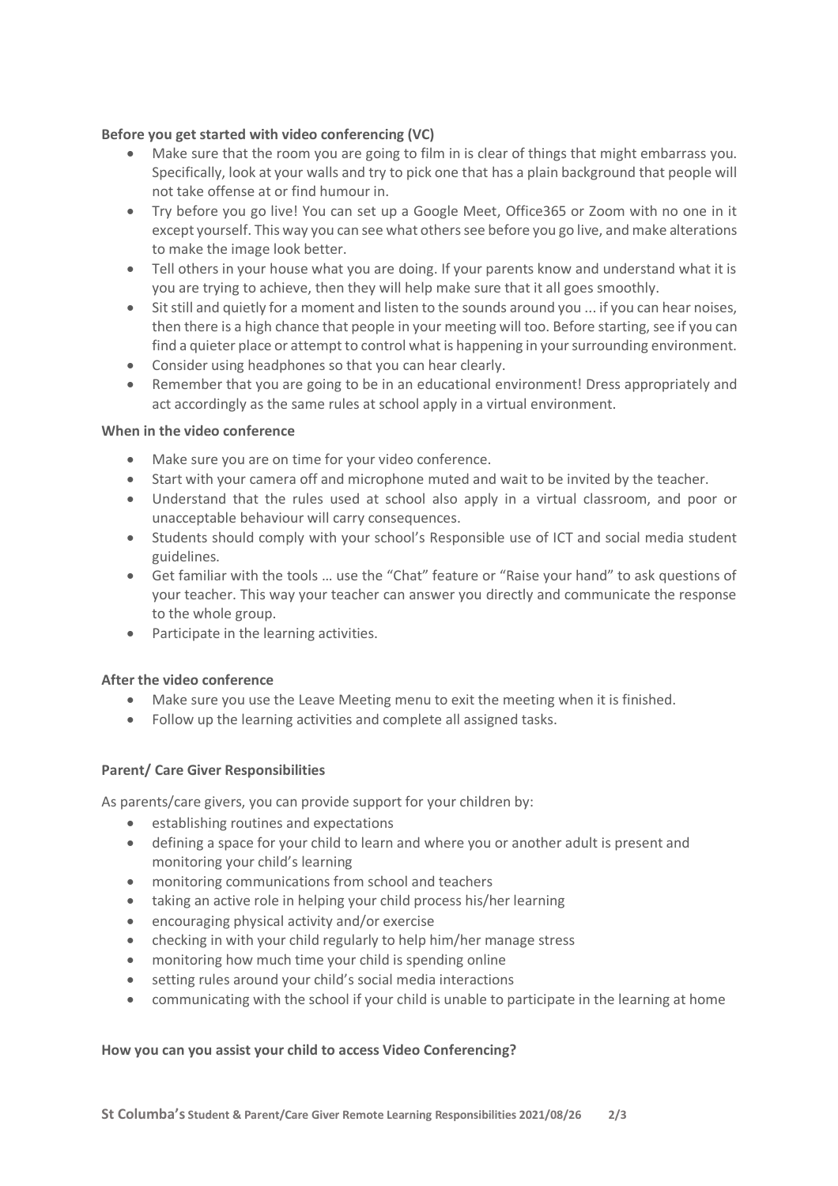**Before you get started with video conferencing (VC)**

- Make sure that the room you are going to film in is clear of things that might embarrass you. Specifically, look at your walls and try to pick one that has a plain background that people will not take offense at or find humour in.
- Try before you go live! You can set up a Google Meet, Office365 or Zoom with no one in it except yourself. This way you can see what others see before you go live, and make alterations to make the image look better.
- Tell others in your house what you are doing. If your parents know and understand what it is you are trying to achieve, then they will help make sure that it all goes smoothly.
- Sit still and quietly for a moment and listen to the sounds around you ... if you can hear noises, then there is a high chance that people in your meeting will too. Before starting, see if you can find a quieter place or attempt to control what is happening in your surrounding environment.
- Consider using headphones so that you can hear clearly.
- Remember that you are going to be in an educational environment! Dress appropriately and act accordingly as the same rules at school apply in a virtual environment.

**When in the video conference**

- Make sure you are on time for your video conference.
- Start with your camera off and microphone muted and wait to be invited by the teacher.
- Understand that the rules used at school also apply in a virtual classroom, and poor or unacceptable behaviour will carry consequences.
- Students should comply with your school's Responsible use of ICT and social media student guidelines.
- Get familiar with the tools … use the "Chat" feature or "Raise your hand" to ask questions of your teacher. This way your teacher can answer you directly and communicate the response to the whole group.
- Participate in the learning activities.

**After the video conference**

- Make sure you use the Leave Meeting menu to exit the meeting when it is finished.
- Follow up the learning activities and complete all assigned tasks.

**Parent/ Care Giver Responsibilities**

As parents/care givers, you can provide support for your children by:

- establishing routines and expectations
- defining a space for your child to learn and where you or another adult is present and monitoring your child's learning
- monitoring communications from school and teachers
- taking an active role in helping your child process his/her learning
- encouraging physical activity and/or exercise
- checking in with your child regularly to help him/her manage stress
- monitoring how much time your child is spending online
- setting rules around your child's social media interactions
- communicating with the school if your child is unable to participate in the learning at home

**How you can you assist your child to access Video Conferencing?**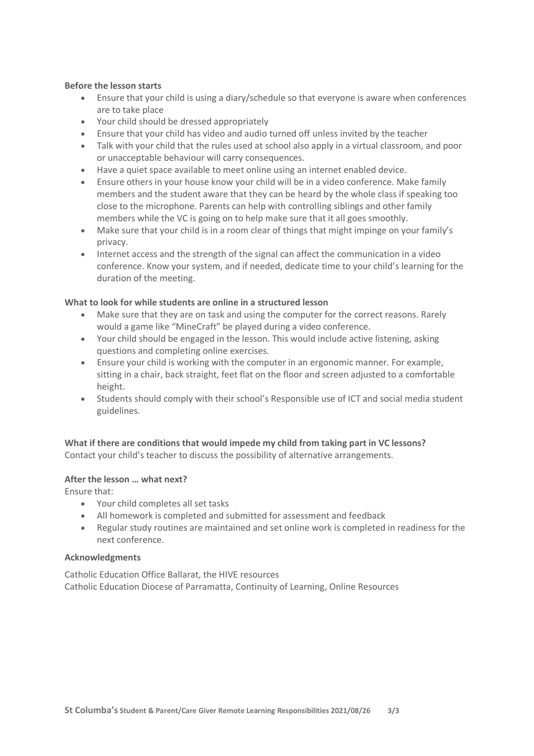**Before the lesson starts**

- Ensure that your child is using a diary/schedule so that everyone is aware when conferences are to take place
- Your child should be dressed appropriately
- Ensure that your child has video and audio turned off unless invited by the teacher
- Talk with your child that the rules used at school also apply in a virtual classroom, and poor or unacceptable behaviour will carry consequences.
- Have a quiet space available to meet online using an internet enabled device.
- Ensure others in your house know your child will be in a video conference. Make family members and the student aware that they can be heard by the whole class if speaking too close to the microphone. Parents can help with controlling siblings and other family members while the VC is going on to help make sure that it all goes smoothly.
- Make sure that your child is in a room clear of things that might impinge on your family's privacy.
- Internet access and the strength of the signal can affect the communication in a video conference. Know your system, and if needed, dedicate time to your child's learning for the duration of the meeting.

**What to look for while students are online in a structured lesson**

- Make sure that they are on task and using the computer for the correct reasons. Rarely would a game like "MineCraft" be played during a video conference.
- Your child should be engaged in the lesson. This would include active listening, asking questions and completing online exercises.
- Ensure your child is working with the computer in an ergonomic manner. For example, sitting in a chair, back straight, feet flat on the floor and screen adjusted to a comfortable height.
- Students should comply with their school's Responsible use of ICT and social media student guidelines.

**What if there are conditions that would impede my child from taking part in VC lessons?**

Contact your child's teacher to discuss the possibility of alternative arrangements.

**After the lesson … what next?**

Ensure that:

- Your child completes all set tasks
- All homework is completed and submitted for assessment and feedback
- Regular study routines are maintained and set online work is completed in readiness for the next conference.

**Acknowledgments**

Catholic Education Office Ballarat, the HIVE resources

Catholic Education Diocese of Parramatta, Continuity of Learning, Online Resources